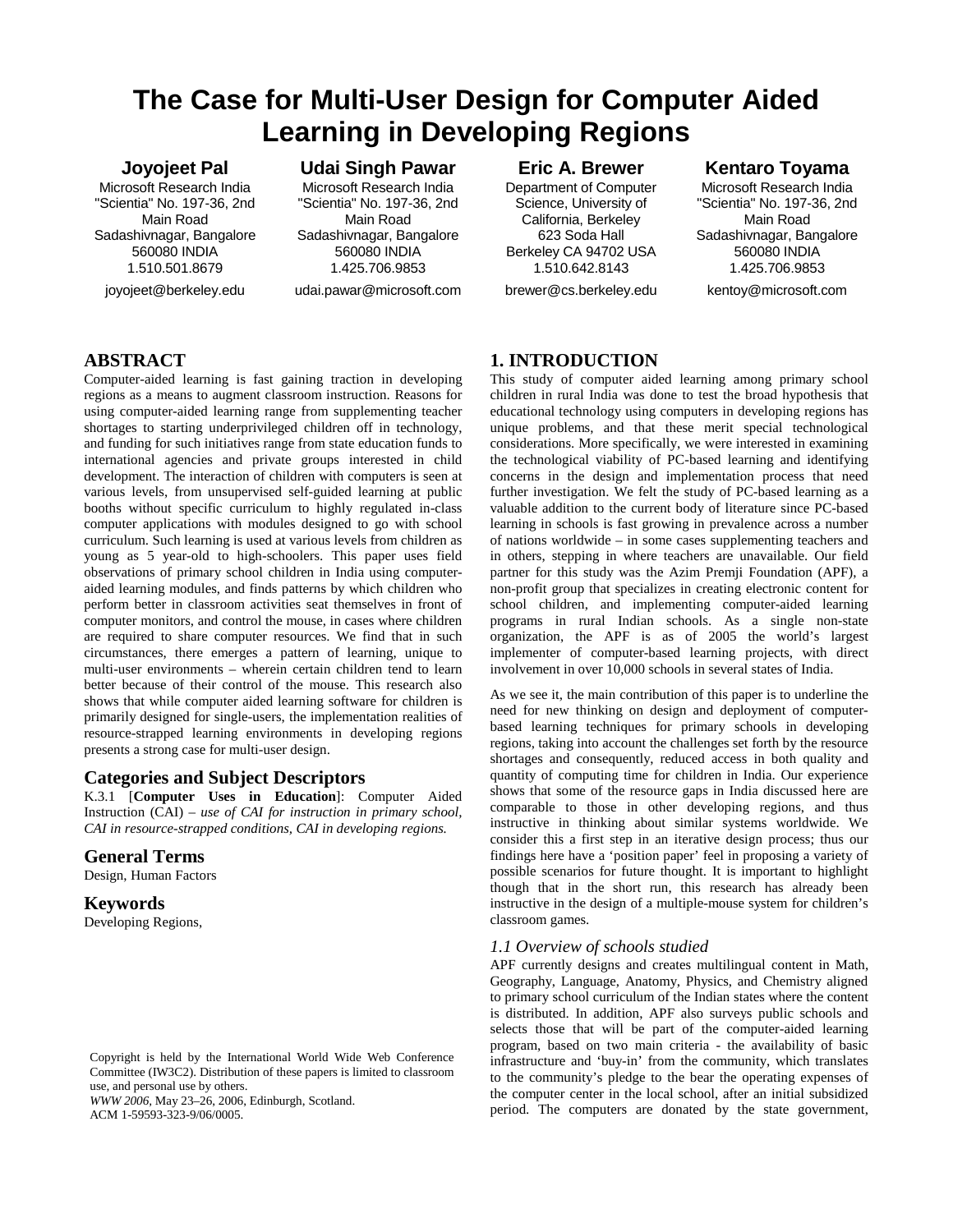# The Case for Multi-User Design for Computer Aided Learning in Developing Regions

**Joyojeet Pal**
Microsoft Research India
"Scientia" No. 197-36, 2nd Main Road
Sadashivnagar, Bangalore 560080 INDIA
1.510.501.8679
joyojeet@berkeley.edu

**Udai Singh Pawar**
Microsoft Research India
"Scientia" No. 197-36, 2nd Main Road
Sadashivnagar, Bangalore 560080 INDIA
1.425.706.9853
udai.pawar@microsoft.com

**Eric A. Brewer**
Department of Computer Science, University of California, Berkeley
623 Soda Hall
Berkeley CA 94702 USA
1.510.642.8143
brewer@cs.berkeley.edu

**Kentaro Toyama**
Microsoft Research India
"Scientia" No. 197-36, 2nd Main Road
Sadashivnagar, Bangalore 560080 INDIA
1.425.706.9853
kentoy@microsoft.com

## ABSTRACT

Computer-aided learning is fast gaining traction in developing regions as a means to augment classroom instruction. Reasons for using computer-aided learning range from supplementing teacher shortages to starting underprivileged children off in technology, and funding for such initiatives range from state education funds to international agencies and private groups interested in child development. The interaction of children with computers is seen at various levels, from unsupervised self-guided learning at public booths without specific curriculum to highly regulated in-class computer applications with modules designed to go with school curriculum. Such learning is used at various levels from children as young as 5 year-old to high-schoolers. This paper uses field observations of primary school children in India using computer-aided learning modules, and finds patterns by which children who perform better in classroom activities seat themselves in front of computer monitors, and control the mouse, in cases where children are required to share computer resources. We find that in such circumstances, there emerges a pattern of learning, unique to multi-user environments – wherein certain children tend to learn better because of their control of the mouse. This research also shows that while computer aided learning software for children is primarily designed for single-users, the implementation realities of resource-strapped learning environments in developing regions presents a strong case for multi-user design.

### Categories and Subject Descriptors

K.3.1 [**Computer Uses in Education**]: Computer Aided Instruction (CAI) – *use of CAI for instruction in primary school, CAI in resource-strapped conditions, CAI in developing regions.*

### General Terms

Design, Human Factors

### Keywords

Developing Regions,

Copyright is held by the International World Wide Web Conference Committee (IW3C2). Distribution of these papers is limited to classroom use, and personal use by others.
*WWW 2006*, May 23–26, 2006, Edinburgh, Scotland.
ACM 1-59593-323-9/06/0005.

## 1. INTRODUCTION

This study of computer aided learning among primary school children in rural India was done to test the broad hypothesis that educational technology using computers in developing regions has unique problems, and that these merit special technological considerations. More specifically, we were interested in examining the technological viability of PC-based learning and identifying concerns in the design and implementation process that need further investigation. We felt the study of PC-based learning as a valuable addition to the current body of literature since PC-based learning in schools is fast growing in prevalence across a number of nations worldwide – in some cases supplementing teachers and in others, stepping in where teachers are unavailable. Our field partner for this study was the Azim Premji Foundation (APF), a non-profit group that specializes in creating electronic content for school children, and implementing computer-aided learning programs in rural Indian schools. As a single non-state organization, the APF is as of 2005 the world's largest implementer of computer-based learning projects, with direct involvement in over 10,000 schools in several states of India.

As we see it, the main contribution of this paper is to underline the need for new thinking on design and deployment of computer-based learning techniques for primary schools in developing regions, taking into account the challenges set forth by the resource shortages and consequently, reduced access in both quality and quantity of computing time for children in India. Our experience shows that some of the resource gaps in India discussed here are comparable to those in other developing regions, and thus instructive in thinking about similar systems worldwide. We consider this a first step in an iterative design process; thus our findings here have a 'position paper' feel in proposing a variety of possible scenarios for future thought. It is important to highlight though that in the short run, this research has already been instructive in the design of a multiple-mouse system for children's classroom games.

### *1.1 Overview of schools studied*

APF currently designs and creates multilingual content in Math, Geography, Language, Anatomy, Physics, and Chemistry aligned to primary school curriculum of the Indian states where the content is distributed. In addition, APF also surveys public schools and selects those that will be part of the computer-aided learning program, based on two main criteria - the availability of basic infrastructure and 'buy-in' from the community, which translates to the community's pledge to the bear the operating expenses of the computer center in the local school, after an initial subsidized period. The computers are donated by the state government,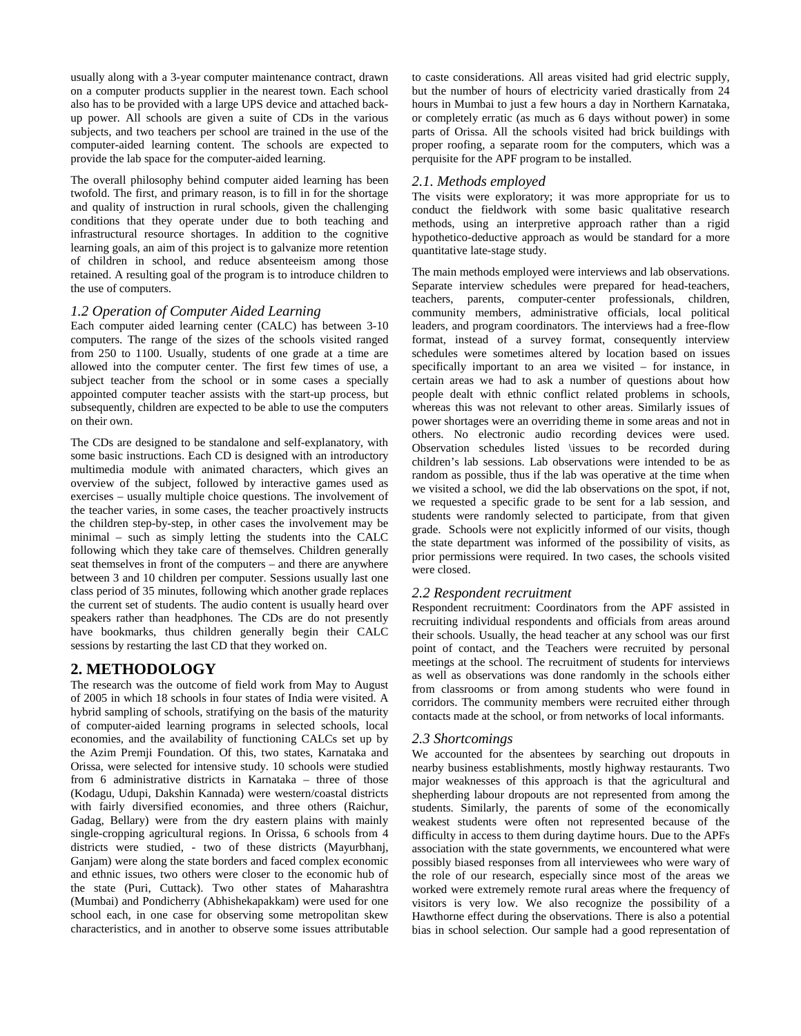usually along with a 3-year computer maintenance contract, drawn on a computer products supplier in the nearest town. Each school also has to be provided with a large UPS device and attached back-up power. All schools are given a suite of CDs in the various subjects, and two teachers per school are trained in the use of the computer-aided learning content. The schools are expected to provide the lab space for the computer-aided learning.

The overall philosophy behind computer aided learning has been twofold. The first, and primary reason, is to fill in for the shortage and quality of instruction in rural schools, given the challenging conditions that they operate under due to both teaching and infrastructural resource shortages. In addition to the cognitive learning goals, an aim of this project is to galvanize more retention of children in school, and reduce absenteeism among those retained. A resulting goal of the program is to introduce children to the use of computers.

### *1.2 Operation of Computer Aided Learning*

Each computer aided learning center (CALC) has between 3-10 computers. The range of the sizes of the schools visited ranged from 250 to 1100. Usually, students of one grade at a time are allowed into the computer center. The first few times of use, a subject teacher from the school or in some cases a specially appointed computer teacher assists with the start-up process, but subsequently, children are expected to be able to use the computers on their own.

The CDs are designed to be standalone and self-explanatory, with some basic instructions. Each CD is designed with an introductory multimedia module with animated characters, which gives an overview of the subject, followed by interactive games used as exercises – usually multiple choice questions. The involvement of the teacher varies, in some cases, the teacher proactively instructs the children step-by-step, in other cases the involvement may be minimal – such as simply letting the students into the CALC following which they take care of themselves. Children generally seat themselves in front of the computers – and there are anywhere between 3 and 10 children per computer. Sessions usually last one class period of 35 minutes, following which another grade replaces the current set of students. The audio content is usually heard over speakers rather than headphones. The CDs are do not presently have bookmarks, thus children generally begin their CALC sessions by restarting the last CD that they worked on.

## 2. METHODOLOGY

The research was the outcome of field work from May to August of 2005 in which 18 schools in four states of India were visited. A hybrid sampling of schools, stratifying on the basis of the maturity of computer-aided learning programs in selected schools, local economies, and the availability of functioning CALCs set up by the Azim Premji Foundation. Of this, two states, Karnataka and Orissa, were selected for intensive study. 10 schools were studied from 6 administrative districts in Karnataka – three of those (Kodagu, Udupi, Dakshin Kannada) were western/coastal districts with fairly diversified economies, and three others (Raichur, Gadag, Bellary) were from the dry eastern plains with mainly single-cropping agricultural regions. In Orissa, 6 schools from 4 districts were studied, - two of these districts (Mayurbhanj, Ganjam) were along the state borders and faced complex economic and ethnic issues, two others were closer to the economic hub of the state (Puri, Cuttack). Two other states of Maharashtra (Mumbai) and Pondicherry (Abhishekapakkam) were used for one school each, in one case for observing some metropolitan skew characteristics, and in another to observe some issues attributable to caste considerations. All areas visited had grid electric supply, but the number of hours of electricity varied drastically from 24 hours in Mumbai to just a few hours a day in Northern Karnataka, or completely erratic (as much as 6 days without power) in some parts of Orissa. All the schools visited had brick buildings with proper roofing, a separate room for the computers, which was a perquisite for the APF program to be installed.

### *2.1. Methods employed*

The visits were exploratory; it was more appropriate for us to conduct the fieldwork with some basic qualitative research methods, using an interpretive approach rather than a rigid hypothetico-deductive approach as would be standard for a more quantitative late-stage study.

The main methods employed were interviews and lab observations. Separate interview schedules were prepared for head-teachers, teachers, parents, computer-center professionals, children, community members, administrative officials, local political leaders, and program coordinators. The interviews had a free-flow format, instead of a survey format, consequently interview schedules were sometimes altered by location based on issues specifically important to an area we visited – for instance, in certain areas we had to ask a number of questions about how people dealt with ethnic conflict related problems in schools, whereas this was not relevant to other areas. Similarly issues of power shortages were an overriding theme in some areas and not in others. No electronic audio recording devices were used. Observation schedules listed \issues to be recorded during children's lab sessions. Lab observations were intended to be as random as possible, thus if the lab was operative at the time when we visited a school, we did the lab observations on the spot, if not, we requested a specific grade to be sent for a lab session, and students were randomly selected to participate, from that given grade. Schools were not explicitly informed of our visits, though the state department was informed of the possibility of visits, as prior permissions were required. In two cases, the schools visited were closed.

### *2.2 Respondent recruitment*

Respondent recruitment: Coordinators from the APF assisted in recruiting individual respondents and officials from areas around their schools. Usually, the head teacher at any school was our first point of contact, and the Teachers were recruited by personal meetings at the school. The recruitment of students for interviews as well as observations was done randomly in the schools either from classrooms or from among students who were found in corridors. The community members were recruited either through contacts made at the school, or from networks of local informants.

### *2.3 Shortcomings*

We accounted for the absentees by searching out dropouts in nearby business establishments, mostly highway restaurants. Two major weaknesses of this approach is that the agricultural and shepherding labour dropouts are not represented from among the students. Similarly, the parents of some of the economically weakest students were often not represented because of the difficulty in access to them during daytime hours. Due to the APFs association with the state governments, we encountered what were possibly biased responses from all interviewees who were wary of the role of our research, especially since most of the areas we worked were extremely remote rural areas where the frequency of visitors is very low. We also recognize the possibility of a Hawthorne effect during the observations. There is also a potential bias in school selection. Our sample had a good representation of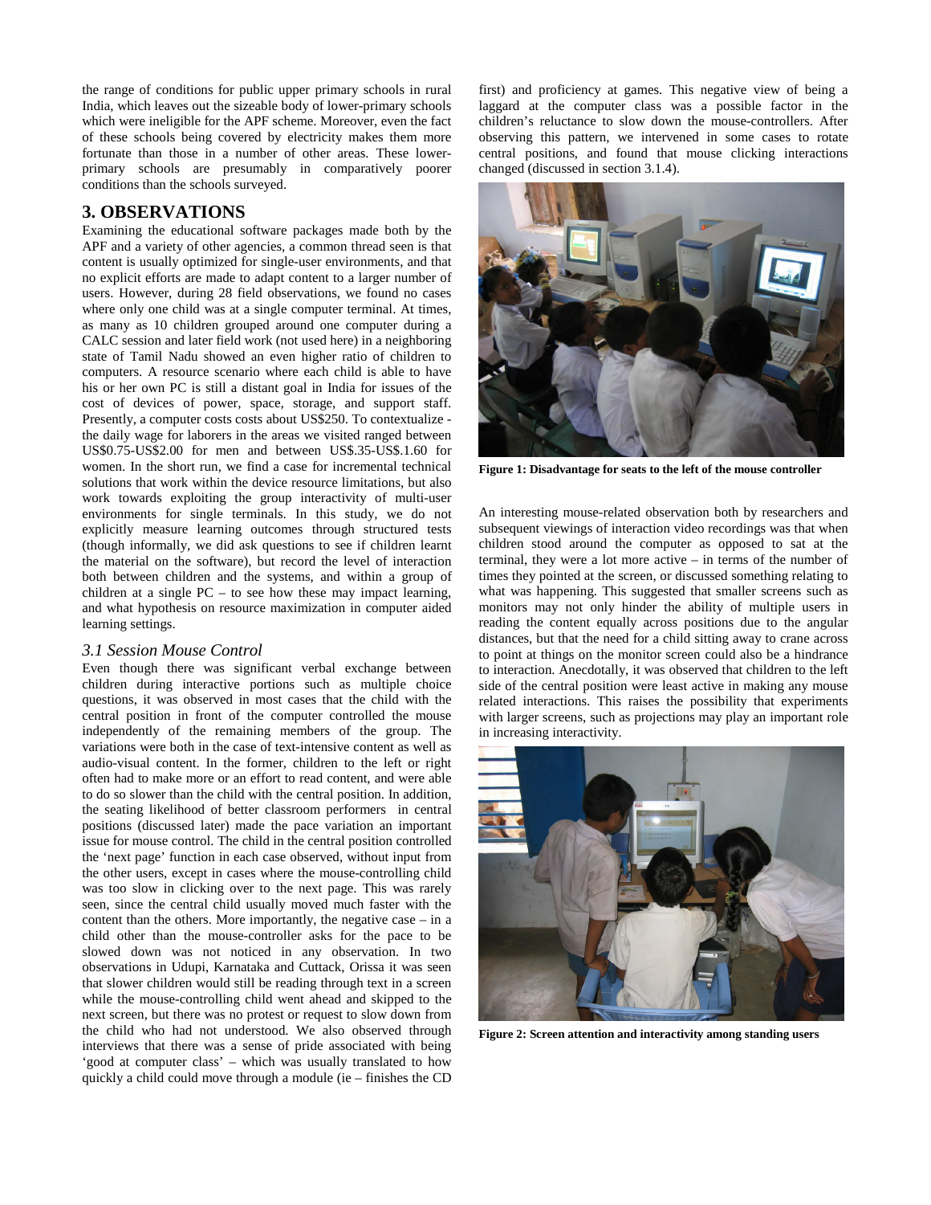the range of conditions for public upper primary schools in rural India, which leaves out the sizeable body of lower-primary schools which were ineligible for the APF scheme. Moreover, even the fact of these schools being covered by electricity makes them more fortunate than those in a number of other areas. These lower-primary schools are presumably in comparatively poorer conditions than the schools surveyed.

## 3. OBSERVATIONS

Examining the educational software packages made both by the APF and a variety of other agencies, a common thread seen is that content is usually optimized for single-user environments, and that no explicit efforts are made to adapt content to a larger number of users. However, during 28 field observations, we found no cases where only one child was at a single computer terminal. At times, as many as 10 children grouped around one computer during a CALC session and later field work (not used here) in a neighboring state of Tamil Nadu showed an even higher ratio of children to computers. A resource scenario where each child is able to have his or her own PC is still a distant goal in India for issues of the cost of devices of power, space, storage, and support staff. Presently, a computer costs costs about US$250. To contextualize - the daily wage for laborers in the areas we visited ranged between US$0.75-US$2.00 for men and between US$.35-US$.1.60 for women. In the short run, we find a case for incremental technical solutions that work within the device resource limitations, but also work towards exploiting the group interactivity of multi-user environments for single terminals. In this study, we do not explicitly measure learning outcomes through structured tests (though informally, we did ask questions to see if children learnt the material on the software), but record the level of interaction both between children and the systems, and within a group of children at a single PC – to see how these may impact learning, and what hypothesis on resource maximization in computer aided learning settings.

### *3.1 Session Mouse Control*

Even though there was significant verbal exchange between children during interactive portions such as multiple choice questions, it was observed in most cases that the child with the central position in front of the computer controlled the mouse independently of the remaining members of the group. The variations were both in the case of text-intensive content as well as audio-visual content. In the former, children to the left or right often had to make more or an effort to read content, and were able to do so slower than the child with the central position. In addition, the seating likelihood of better classroom performers in central positions (discussed later) made the pace variation an important issue for mouse control. The child in the central position controlled the 'next page' function in each case observed, without input from the other users, except in cases where the mouse-controlling child was too slow in clicking over to the next page. This was rarely seen, since the central child usually moved much faster with the content than the others. More importantly, the negative case – in a child other than the mouse-controller asks for the pace to be slowed down was not noticed in any observation. In two observations in Udupi, Karnataka and Cuttack, Orissa it was seen that slower children would still be reading through text in a screen while the mouse-controlling child went ahead and skipped to the next screen, but there was no protest or request to slow down from the child who had not understood. We also observed through interviews that there was a sense of pride associated with being 'good at computer class' – which was usually translated to how quickly a child could move through a module (ie – finishes the CD first) and proficiency at games. This negative view of being a laggard at the computer class was a possible factor in the children's reluctance to slow down the mouse-controllers. After observing this pattern, we intervened in some cases to rotate central positions, and found that mouse clicking interactions changed (discussed in section 3.1.4).

**Figure 1: Disadvantage for seats to the left of the mouse controller**

An interesting mouse-related observation both by researchers and subsequent viewings of interaction video recordings was that when children stood around the computer as opposed to sat at the terminal, they were a lot more active – in terms of the number of times they pointed at the screen, or discussed something relating to what was happening. This suggested that smaller screens such as monitors may not only hinder the ability of multiple users in reading the content equally across positions due to the angular distances, but that the need for a child sitting away to crane across to point at things on the monitor screen could also be a hindrance to interaction. Anecdotally, it was observed that children to the left side of the central position were least active in making any mouse related interactions. This raises the possibility that experiments with larger screens, such as projections may play an important role in increasing interactivity.

**Figure 2: Screen attention and interactivity among standing users**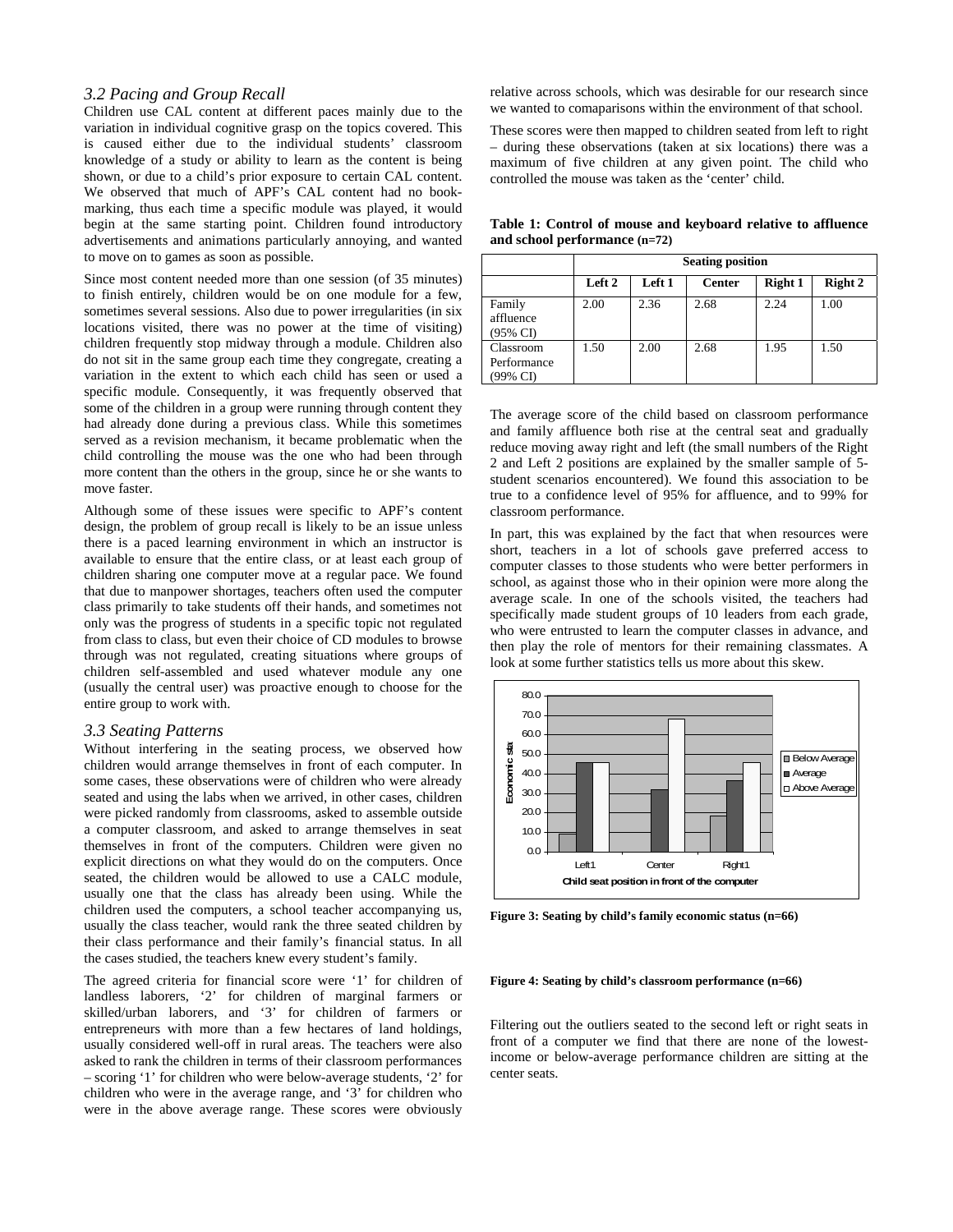### 3.2 Pacing and Group Recall

Children use CAL content at different paces mainly due to the variation in individual cognitive grasp on the topics covered. This is caused either due to the individual students' classroom knowledge of a study or ability to learn as the content is being shown, or due to a child's prior exposure to certain CAL content. We observed that much of APF's CAL content had no book-marking, thus each time a specific module was played, it would begin at the same starting point. Children found introductory advertisements and animations particularly annoying, and wanted to move on to games as soon as possible.

Since most content needed more than one session (of 35 minutes) to finish entirely, children would be on one module for a few, sometimes several sessions. Also due to power irregularities (in six locations visited, there was no power at the time of visiting) children frequently stop midway through a module. Children also do not sit in the same group each time they congregate, creating a variation in the extent to which each child has seen or used a specific module. Consequently, it was frequently observed that some of the children in a group were running through content they had already done during a previous class. While this sometimes served as a revision mechanism, it became problematic when the child controlling the mouse was the one who had been through more content than the others in the group, since he or she wants to move faster.

Although some of these issues were specific to APF's content design, the problem of group recall is likely to be an issue unless there is a paced learning environment in which an instructor is available to ensure that the entire class, or at least each group of children sharing one computer move at a regular pace. We found that due to manpower shortages, teachers often used the computer class primarily to take students off their hands, and sometimes not only was the progress of students in a specific topic not regulated from class to class, but even their choice of CD modules to browse through was not regulated, creating situations where groups of children self-assembled and used whatever module any one (usually the central user) was proactive enough to choose for the entire group to work with.

### 3.3 Seating Patterns

Without interfering in the seating process, we observed how children would arrange themselves in front of each computer. In some cases, these observations were of children who were already seated and using the labs when we arrived, in other cases, children were picked randomly from classrooms, asked to assemble outside a computer classroom, and asked to arrange themselves in seat themselves in front of the computers. Children were given no explicit directions on what they would do on the computers. Once seated, the children would be allowed to use a CALC module, usually one that the class has already been using. While the children used the computers, a school teacher accompanying us, usually the class teacher, would rank the three seated children by their class performance and their family's financial status. In all the cases studied, the teachers knew every student's family.

The agreed criteria for financial score were '1' for children of landless laborers, '2' for children of marginal farmers or skilled/urban laborers, and '3' for children of farmers or entrepreneurs with more than a few hectares of land holdings, usually considered well-off in rural areas. The teachers were also asked to rank the children in terms of their classroom performances – scoring '1' for children who were below-average students, '2' for children who were in the average range, and '3' for children who were in the above average range. These scores were obviously relative across schools, which was desirable for our research since we wanted to comaparisons within the environment of that school.

These scores were then mapped to children seated from left to right – during these observations (taken at six locations) there was a maximum of five children at any given point. The child who controlled the mouse was taken as the 'center' child.

**Table 1: Control of mouse and keyboard relative to affluence and school performance (n=72)**

| | Seating position | | | | |
|---|---|---|---|---|---|
| | **Left 2** | **Left 1** | **Center** | **Right 1** | **Right 2** |
| Family affluence (95% CI) | 2.00 | 2.36 | 2.68 | 2.24 | 1.00 |
| Classroom Performance (99% CI) | 1.50 | 2.00 | 2.68 | 1.95 | 1.50 |

The average score of the child based on classroom performance and family affluence both rise at the central seat and gradually reduce moving away right and left (the small numbers of the Right 2 and Left 2 positions are explained by the smaller sample of 5-student scenarios encountered). We found this association to be true to a confidence level of 95% for affluence, and to 99% for classroom performance.

In part, this was explained by the fact that when resources were short, teachers in a lot of schools gave preferred access to computer classes to those students who were better performers in school, as against those who in their opinion were more along the average scale. In one of the schools visited, the teachers had specifically made student groups of 10 leaders from each grade, who were entrusted to learn the computer classes in advance, and then play the role of mentors for their remaining classmates. A look at some further statistics tells us more about this skew.

80.0
70.0
60.0
50.0
40.0
30.0
20.0
10.0
0.0
Economic sta
Left1
Center
Right1
Child seat position in front of the computer
Below Average
Average
Above Average

**Figure 3: Seating by child's family economic status (n=66)**

**Figure 4: Seating by child's classroom performance (n=66)**

Filtering out the outliers seated to the second left or right seats in front of a computer we find that there are none of the lowest-income or below-average performance children are sitting at the center seats.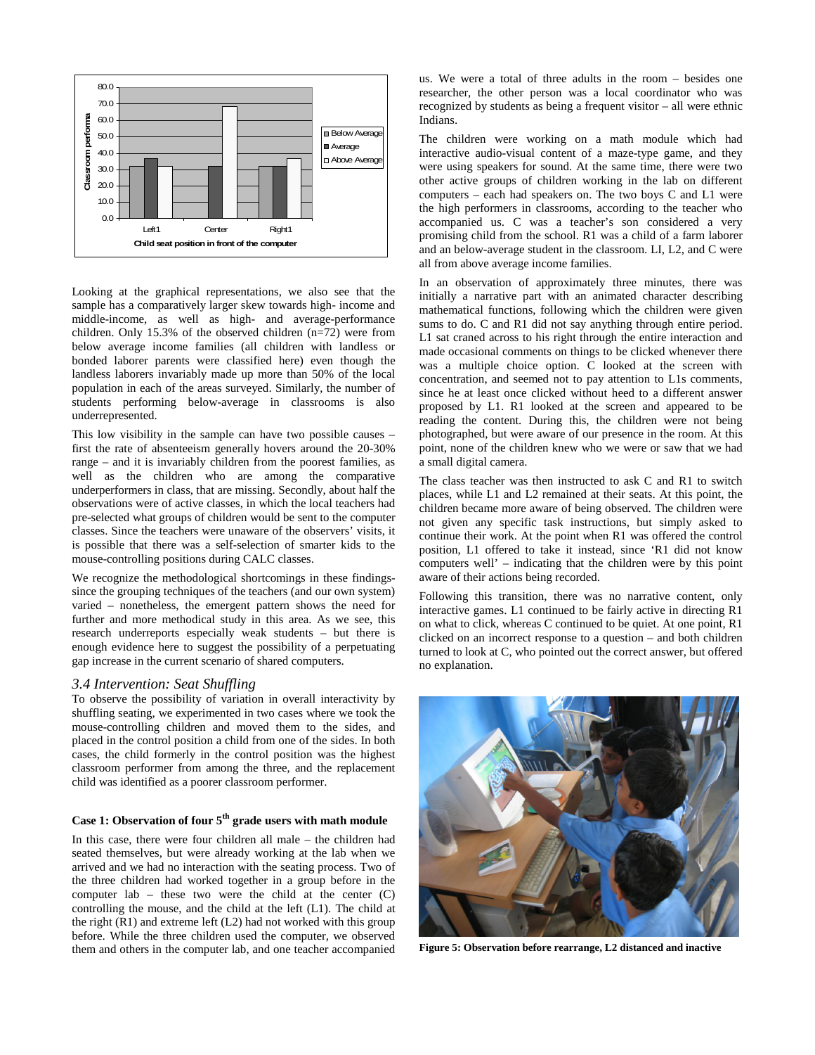Looking at the graphical representations, we also see that the sample has a comparatively larger skew towards high- income and middle-income, as well as high- and average-performance children. Only 15.3% of the observed children (n=72) were from below average income families (all children with landless or bonded laborer parents were classified here) even though the landless laborers invariably made up more than 50% of the local population in each of the areas surveyed. Similarly, the number of students performing below-average in classrooms is also underrepresented.

This low visibility in the sample can have two possible causes – first the rate of absenteeism generally hovers around the 20-30% range – and it is invariably children from the poorest families, as well as the children who are among the comparative underperformers in class, that are missing. Secondly, about half the observations were of active classes, in which the local teachers had pre-selected what groups of children would be sent to the computer classes. Since the teachers were unaware of the observers' visits, it is possible that there was a self-selection of smarter kids to the mouse-controlling positions during CALC classes.

We recognize the methodological shortcomings in these findings- since the grouping techniques of the teachers (and our own system) varied – nonetheless, the emergent pattern shows the need for further and more methodical study in this area. As we see, this research underreports especially weak students – but there is enough evidence here to suggest the possibility of a perpetuating gap increase in the current scenario of shared computers.

### *3.4 Intervention: Seat Shuffling*

To observe the possibility of variation in overall interactivity by shuffling seating, we experimented in two cases where we took the mouse-controlling children and moved them to the sides, and placed in the control position a child from one of the sides. In both cases, the child formerly in the control position was the highest classroom performer from among the three, and the replacement child was identified as a poorer classroom performer.

#### **Case 1: Observation of four 5th grade users with math module**

In this case, there were four children all male – the children had seated themselves, but were already working at the lab when we arrived and we had no interaction with the seating process. Two of the three children had worked together in a group before in the computer lab – these two were the child at the center (C) controlling the mouse, and the child at the left (L1). The child at the right (R1) and extreme left (L2) had not worked with this group before. While the three children used the computer, we observed them and others in the computer lab, and one teacher accompanied us. We were a total of three adults in the room – besides one researcher, the other person was a local coordinator who was recognized by students as being a frequent visitor – all were ethnic Indians.

The children were working on a math module which had interactive audio-visual content of a maze-type game, and they were using speakers for sound. At the same time, there were two other active groups of children working in the lab on different computers – each had speakers on. The two boys C and L1 were the high performers in classrooms, according to the teacher who accompanied us. C was a teacher's son considered a very promising child from the school. R1 was a child of a farm laborer and an below-average student in the classroom. LI, L2, and C were all from above average income families.

In an observation of approximately three minutes, there was initially a narrative part with an animated character describing mathematical functions, following which the children were given sums to do. C and R1 did not say anything through entire period. L1 sat craned across to his right through the entire interaction and made occasional comments on things to be clicked whenever there was a multiple choice option. C looked at the screen with concentration, and seemed not to pay attention to L1s comments, since he at least once clicked without heed to a different answer proposed by L1. R1 looked at the screen and appeared to be reading the content. During this, the children were not being photographed, but were aware of our presence in the room. At this point, none of the children knew who we were or saw that we had a small digital camera.

The class teacher was then instructed to ask C and R1 to switch places, while L1 and L2 remained at their seats. At this point, the children became more aware of being observed. The children were not given any specific task instructions, but simply asked to continue their work. At the point when R1 was offered the control position, L1 offered to take it instead, since 'R1 did not know computers well' – indicating that the children were by this point aware of their actions being recorded.

Following this transition, there was no narrative content, only interactive games. L1 continued to be fairly active in directing R1 on what to click, whereas C continued to be quiet. At one point, R1 clicked on an incorrect response to a question – and both children turned to look at C, who pointed out the correct answer, but offered no explanation.

**Figure 5: Observation before rearrange, L2 distanced and inactive**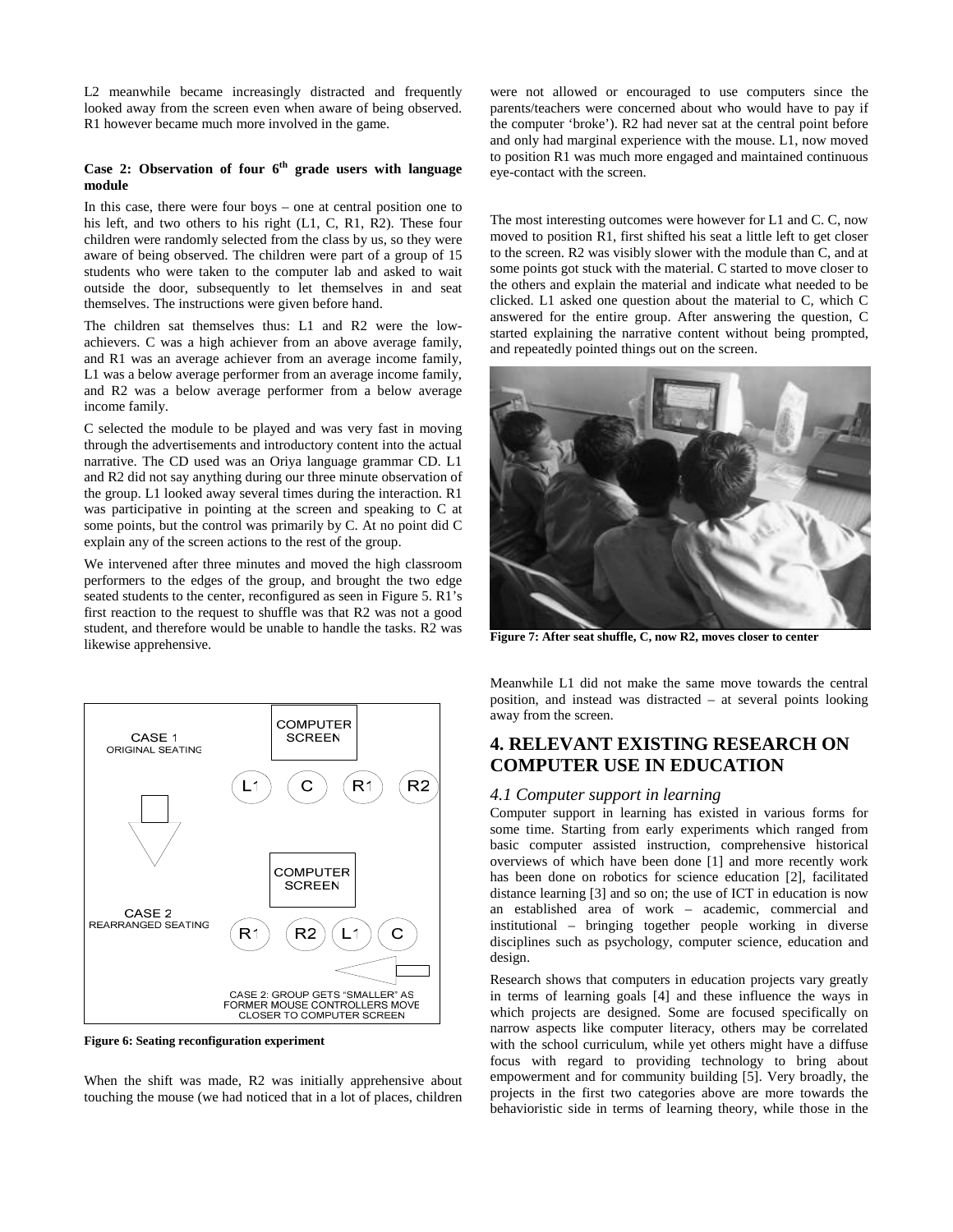L2 meanwhile became increasingly distracted and frequently looked away from the screen even when aware of being observed. R1 however became much more involved in the game.

#### Case 2: Observation of four 6th grade users with language module

In this case, there were four boys – one at central position one to his left, and two others to his right (L1, C, R1, R2). These four children were randomly selected from the class by us, so they were aware of being observed. The children were part of a group of 15 students who were taken to the computer lab and asked to wait outside the door, subsequently to let themselves in and seat themselves. The instructions were given before hand.

The children sat themselves thus: L1 and R2 were the low-achievers. C was a high achiever from an above average family, and R1 was an average achiever from an average income family, L1 was a below average performer from an average income family, and R2 was a below average performer from a below average income family.

C selected the module to be played and was very fast in moving through the advertisements and introductory content into the actual narrative. The CD used was an Oriya language grammar CD. L1 and R2 did not say anything during our three minute observation of the group. L1 looked away several times during the interaction. R1 was participative in pointing at the screen and speaking to C at some points, but the control was primarily by C. At no point did C explain any of the screen actions to the rest of the group.

We intervened after three minutes and moved the high classroom performers to the edges of the group, and brought the two edge seated students to the center, reconfigured as seen in Figure 5. R1's first reaction to the request to shuffle was that R2 was not a good student, and therefore would be unable to handle the tasks. R2 was likewise apprehensive.

CASE 1
ORIGINAL SEATING

COMPUTER SCREEN

L1 C R1 R2

COMPUTER SCREEN

CASE 2
REARRANGED SEATING

R1 R2 L1 C

CASE 2: GROUP GETS "SMALLER" AS FORMER MOUSE CONTROLLERS MOVE CLOSER TO COMPUTER SCREEN

**Figure 6: Seating reconfiguration experiment**

When the shift was made, R2 was initially apprehensive about touching the mouse (we had noticed that in a lot of places, children were not allowed or encouraged to use computers since the parents/teachers were concerned about who would have to pay if the computer 'broke'). R2 had never sat at the central point before and only had marginal experience with the mouse. L1, now moved to position R1 was much more engaged and maintained continuous eye-contact with the screen.

The most interesting outcomes were however for L1 and C. C, now moved to position R1, first shifted his seat a little left to get closer to the screen. R2 was visibly slower with the module than C, and at some points got stuck with the material. C started to move closer to the others and explain the material and indicate what needed to be clicked. L1 asked one question about the material to C, which C answered for the entire group. After answering the question, C started explaining the narrative content without being prompted, and repeatedly pointed things out on the screen.

**Figure 7: After seat shuffle, C, now R2, moves closer to center**

Meanwhile L1 did not make the same move towards the central position, and instead was distracted – at several points looking away from the screen.

## 4. RELEVANT EXISTING RESEARCH ON COMPUTER USE IN EDUCATION

### *4.1 Computer support in learning*

Computer support in learning has existed in various forms for some time. Starting from early experiments which ranged from basic computer assisted instruction, comprehensive historical overviews of which have been done [1] and more recently work has been done on robotics for science education [2], facilitated distance learning [3] and so on; the use of ICT in education is now an established area of work – academic, commercial and institutional – bringing together people working in diverse disciplines such as psychology, computer science, education and design.

Research shows that computers in education projects vary greatly in terms of learning goals [4] and these influence the ways in which projects are designed. Some are focused specifically on narrow aspects like computer literacy, others may be correlated with the school curriculum, while yet others might have a diffuse focus with regard to providing technology to bring about empowerment and for community building [5]. Very broadly, the projects in the first two categories above are more towards the behavioristic side in terms of learning theory, while those in the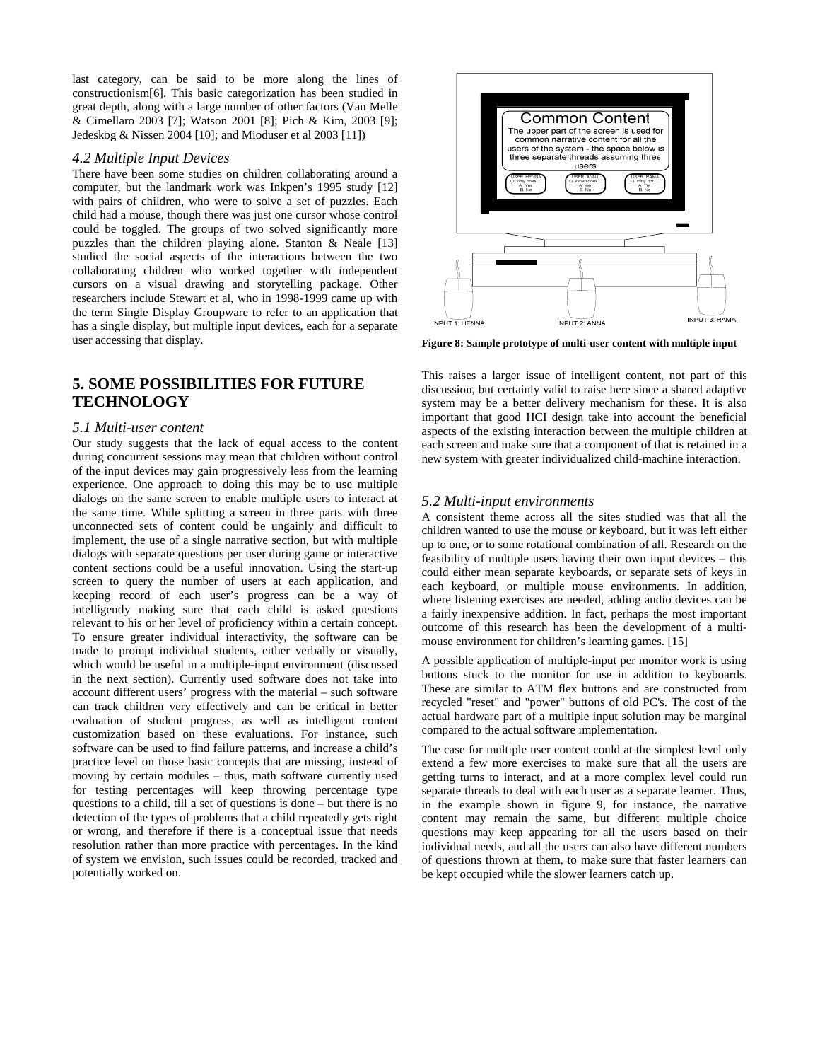last category, can be said to be more along the lines of constructionism[6]. This basic categorization has been studied in great depth, along with a large number of other factors (Van Melle & Cimellaro 2003 [7]; Watson 2001 [8]; Pich & Kim, 2003 [9]; Jedeskog & Nissen 2004 [10]; and Mioduser et al 2003 [11])

### *4.2 Multiple Input Devices*

There have been some studies on children collaborating around a computer, but the landmark work was Inkpen's 1995 study [12] with pairs of children, who were to solve a set of puzzles. Each child had a mouse, though there was just one cursor whose control could be toggled. The groups of two solved significantly more puzzles than the children playing alone. Stanton & Neale [13] studied the social aspects of the interactions between the two collaborating children who worked together with independent cursors on a visual drawing and storytelling package. Other researchers include Stewart et al, who in 1998-1999 came up with the term Single Display Groupware to refer to an application that has a single display, but multiple input devices, each for a separate user accessing that display.

## 5. SOME POSSIBILITIES FOR FUTURE TECHNOLOGY

### *5.1 Multi-user content*

Our study suggests that the lack of equal access to the content during concurrent sessions may mean that children without control of the input devices may gain progressively less from the learning experience. One approach to doing this may be to use multiple dialogs on the same screen to enable multiple users to interact at the same time. While splitting a screen in three parts with three unconnected sets of content could be ungainly and difficult to implement, the use of a single narrative section, but with multiple dialogs with separate questions per user during game or interactive content sections could be a useful innovation. Using the start-up screen to query the number of users at each application, and keeping record of each user's progress can be a way of intelligently making sure that each child is asked questions relevant to his or her level of proficiency within a certain concept. To ensure greater individual interactivity, the software can be made to prompt individual students, either verbally or visually, which would be useful in a multiple-input environment (discussed in the next section). Currently used software does not take into account different users' progress with the material – such software can track children very effectively and can be critical in better evaluation of student progress, as well as intelligent content customization based on these evaluations. For instance, such software can be used to find failure patterns, and increase a child's practice level on those basic concepts that are missing, instead of moving by certain modules – thus, math software currently used for testing percentages will keep throwing percentage type questions to a child, till a set of questions is done – but there is no detection of the types of problems that a child repeatedly gets right or wrong, and therefore if there is a conceptual issue that needs resolution rather than more practice with percentages. In the kind of system we envision, such issues could be recorded, tracked and potentially worked on.

Common Content

The upper part of the screen is used for common narrative content for all the users of the system - the space below is three separate threads assuming three users

USER: HENNA Q. Why does... A. Yes B. No

USER: ANNA Q. When does... A. Yes B. No

USER: RAMA Q. Why not.... A. Yes B. No

INPUT 1: HENNA

INPUT 2: ANNA

INPUT 3: RAMA

**Figure 8: Sample prototype of multi-user content with multiple input**

This raises a larger issue of intelligent content, not part of this discussion, but certainly valid to raise here since a shared adaptive system may be a better delivery mechanism for these. It is also important that good HCI design take into account the beneficial aspects of the existing interaction between the multiple children at each screen and make sure that a component of that is retained in a new system with greater individualized child-machine interaction.

### *5.2 Multi-input environments*

A consistent theme across all the sites studied was that all the children wanted to use the mouse or keyboard, but it was left either up to one, or to some rotational combination of all. Research on the feasibility of multiple users having their own input devices – this could either mean separate keyboards, or separate sets of keys in each keyboard, or multiple mouse environments. In addition, where listening exercises are needed, adding audio devices can be a fairly inexpensive addition. In fact, perhaps the most important outcome of this research has been the development of a multi-mouse environment for children's learning games. [15]

A possible application of multiple-input per monitor work is using buttons stuck to the monitor for use in addition to keyboards. These are similar to ATM flex buttons and are constructed from recycled "reset" and "power" buttons of old PC's. The cost of the actual hardware part of a multiple input solution may be marginal compared to the actual software implementation.

The case for multiple user content could at the simplest level only extend a few more exercises to make sure that all the users are getting turns to interact, and at a more complex level could run separate threads to deal with each user as a separate learner. Thus, in the example shown in figure 9, for instance, the narrative content may remain the same, but different multiple choice questions may keep appearing for all the users based on their individual needs, and all the users can also have different numbers of questions thrown at them, to make sure that faster learners can be kept occupied while the slower learners catch up.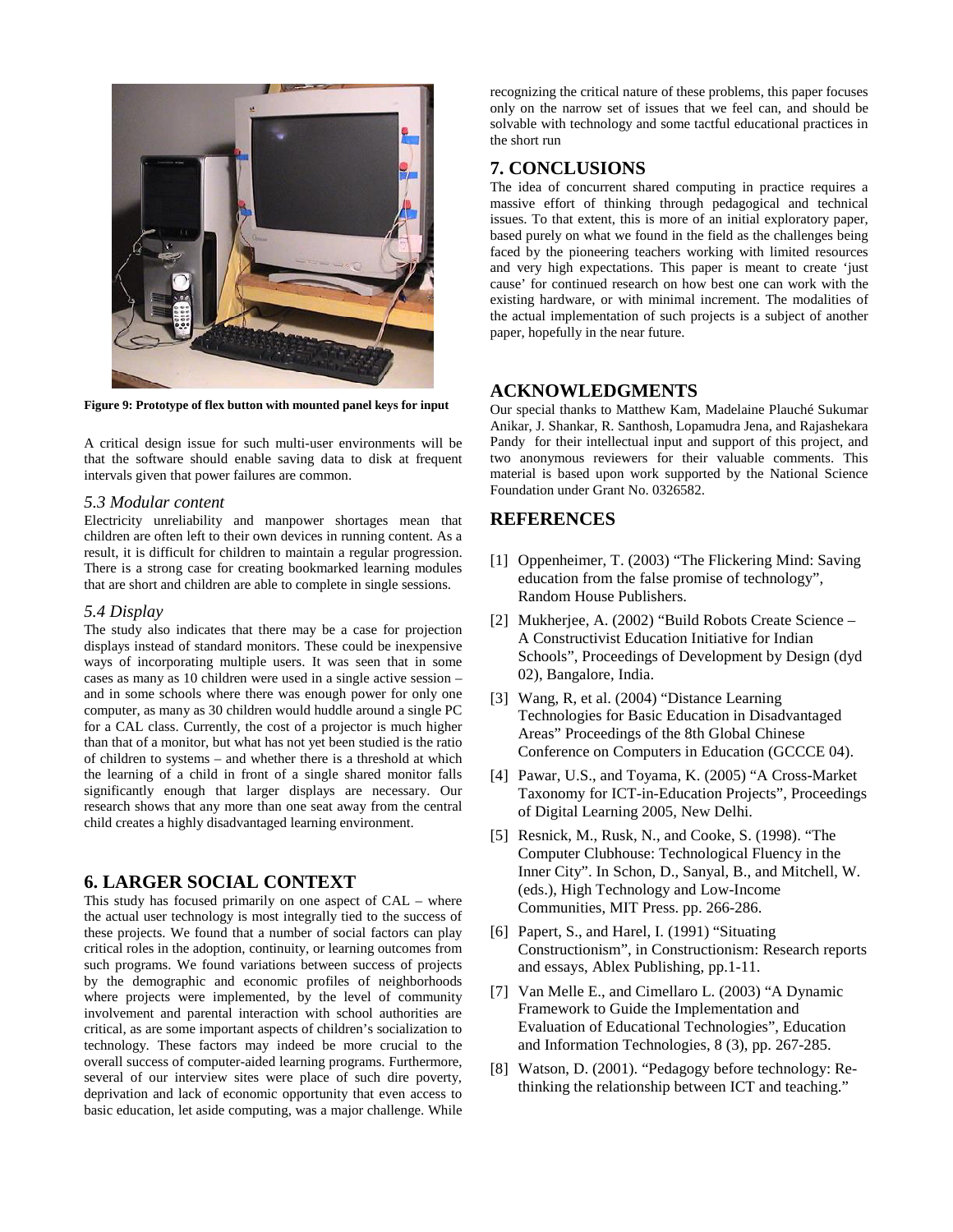Figure 9: Prototype of flex button with mounted panel keys for input

A critical design issue for such multi-user environments will be that the software should enable saving data to disk at frequent intervals given that power failures are common.

### *5.3 Modular content*

Electricity unreliability and manpower shortages mean that children are often left to their own devices in running content. As a result, it is difficult for children to maintain a regular progression. There is a strong case for creating bookmarked learning modules that are short and children are able to complete in single sessions.

### *5.4 Display*

The study also indicates that there may be a case for projection displays instead of standard monitors. These could be inexpensive ways of incorporating multiple users. It was seen that in some cases as many as 10 children were used in a single active session – and in some schools where there was enough power for only one computer, as many as 30 children would huddle around a single PC for a CAL class. Currently, the cost of a projector is much higher than that of a monitor, but what has not yet been studied is the ratio of children to systems – and whether there is a threshold at which the learning of a child in front of a single shared monitor falls significantly enough that larger displays are necessary. Our research shows that any more than one seat away from the central child creates a highly disadvantaged learning environment.

## 6. LARGER SOCIAL CONTEXT

This study has focused primarily on one aspect of CAL – where the actual user technology is most integrally tied to the success of these projects. We found that a number of social factors can play critical roles in the adoption, continuity, or learning outcomes from such programs. We found variations between success of projects by the demographic and economic profiles of neighborhoods where projects were implemented, by the level of community involvement and parental interaction with school authorities are critical, as are some important aspects of children's socialization to technology. These factors may indeed be more crucial to the overall success of computer-aided learning programs. Furthermore, several of our interview sites were place of such dire poverty, deprivation and lack of economic opportunity that even access to basic education, let aside computing, was a major challenge. While recognizing the critical nature of these problems, this paper focuses only on the narrow set of issues that we feel can, and should be solvable with technology and some tactful educational practices in the short run

## 7. CONCLUSIONS

The idea of concurrent shared computing in practice requires a massive effort of thinking through pedagogical and technical issues. To that extent, this is more of an initial exploratory paper, based purely on what we found in the field as the challenges being faced by the pioneering teachers working with limited resources and very high expectations. This paper is meant to create 'just cause' for continued research on how best one can work with the existing hardware, or with minimal increment. The modalities of the actual implementation of such projects is a subject of another paper, hopefully in the near future.

## ACKNOWLEDGMENTS

Our special thanks to Matthew Kam, Madelaine Plauché Sukumar Anikar, J. Shankar, R. Santhosh, Lopamudra Jena, and Rajashekara Pandy for their intellectual input and support of this project, and two anonymous reviewers for their valuable comments. This material is based upon work supported by the National Science Foundation under Grant No. 0326582.

## REFERENCES

[1] Oppenheimer, T. (2003) "The Flickering Mind: Saving education from the false promise of technology", Random House Publishers.

[2] Mukherjee, A. (2002) "Build Robots Create Science – A Constructivist Education Initiative for Indian Schools", Proceedings of Development by Design (dyd 02), Bangalore, India.

[3] Wang, R, et al. (2004) "Distance Learning Technologies for Basic Education in Disadvantaged Areas" Proceedings of the 8th Global Chinese Conference on Computers in Education (GCCCE 04).

[4] Pawar, U.S., and Toyama, K. (2005) "A Cross-Market Taxonomy for ICT-in-Education Projects", Proceedings of Digital Learning 2005, New Delhi.

[5] Resnick, M., Rusk, N., and Cooke, S. (1998). "The Computer Clubhouse: Technological Fluency in the Inner City". In Schon, D., Sanyal, B., and Mitchell, W. (eds.), High Technology and Low-Income Communities, MIT Press. pp. 266-286.

[6] Papert, S., and Harel, I. (1991) "Situating Constructionism", in Constructionism: Research reports and essays, Ablex Publishing, pp.1-11.

[7] Van Melle E., and Cimellaro L. (2003) "A Dynamic Framework to Guide the Implementation and Evaluation of Educational Technologies", Education and Information Technologies, 8 (3), pp. 267-285.

[8] Watson, D. (2001). "Pedagogy before technology: Re-thinking the relationship between ICT and teaching."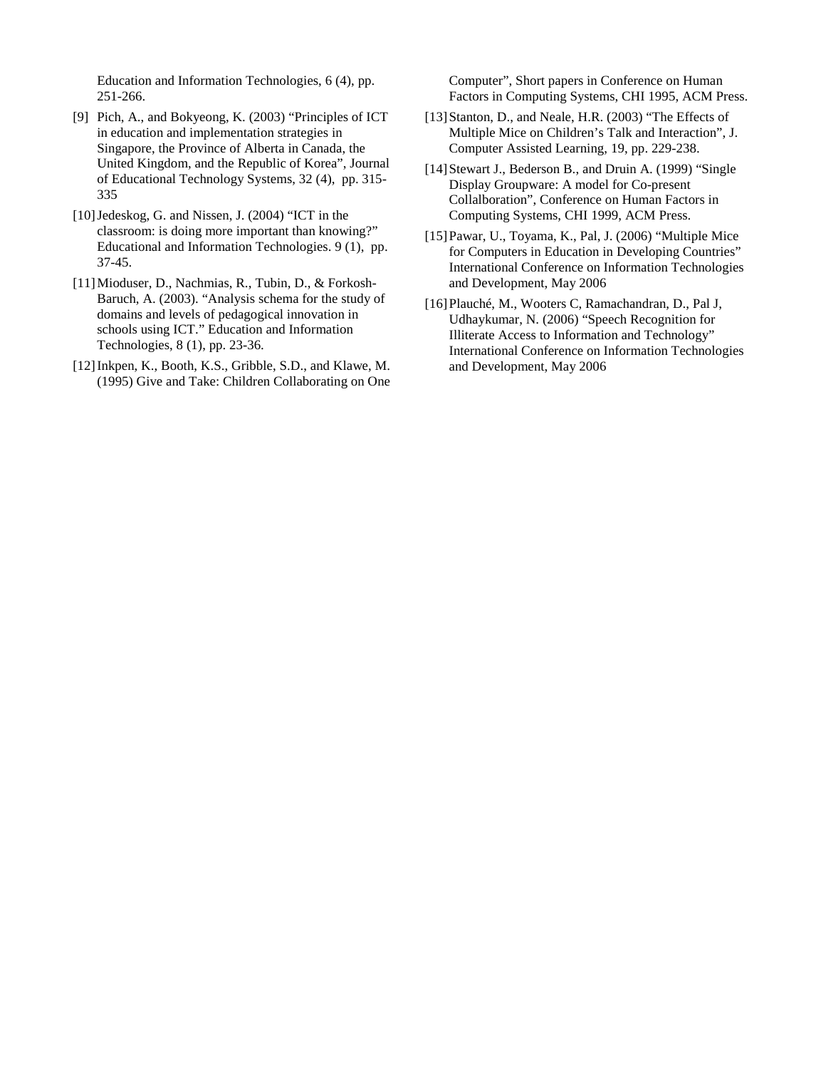Education and Information Technologies, 6 (4), pp. 251-266.

[9] Pich, A., and Bokyeong, K. (2003) "Principles of ICT in education and implementation strategies in Singapore, the Province of Alberta in Canada, the United Kingdom, and the Republic of Korea", Journal of Educational Technology Systems, 32 (4), pp. 315-335

[10] Jedeskog, G. and Nissen, J. (2004) "ICT in the classroom: is doing more important than knowing?" Educational and Information Technologies. 9 (1), pp. 37-45.

[11] Mioduser, D., Nachmias, R., Tubin, D., & Forkosh-Baruch, A. (2003). "Analysis schema for the study of domains and levels of pedagogical innovation in schools using ICT." Education and Information Technologies, 8 (1), pp. 23-36.

[12] Inkpen, K., Booth, K.S., Gribble, S.D., and Klawe, M. (1995) Give and Take: Children Collaborating on One Computer", Short papers in Conference on Human Factors in Computing Systems, CHI 1995, ACM Press.

[13] Stanton, D., and Neale, H.R. (2003) "The Effects of Multiple Mice on Children's Talk and Interaction", J. Computer Assisted Learning, 19, pp. 229-238.

[14] Stewart J., Bederson B., and Druin A. (1999) "Single Display Groupware: A model for Co-present Collalboration", Conference on Human Factors in Computing Systems, CHI 1999, ACM Press.

[15] Pawar, U., Toyama, K., Pal, J. (2006) "Multiple Mice for Computers in Education in Developing Countries" International Conference on Information Technologies and Development, May 2006

[16] Plauché, M., Wooters C, Ramachandran, D., Pal J, Udhaykumar, N. (2006) "Speech Recognition for Illiterate Access to Information and Technology" International Conference on Information Technologies and Development, May 2006